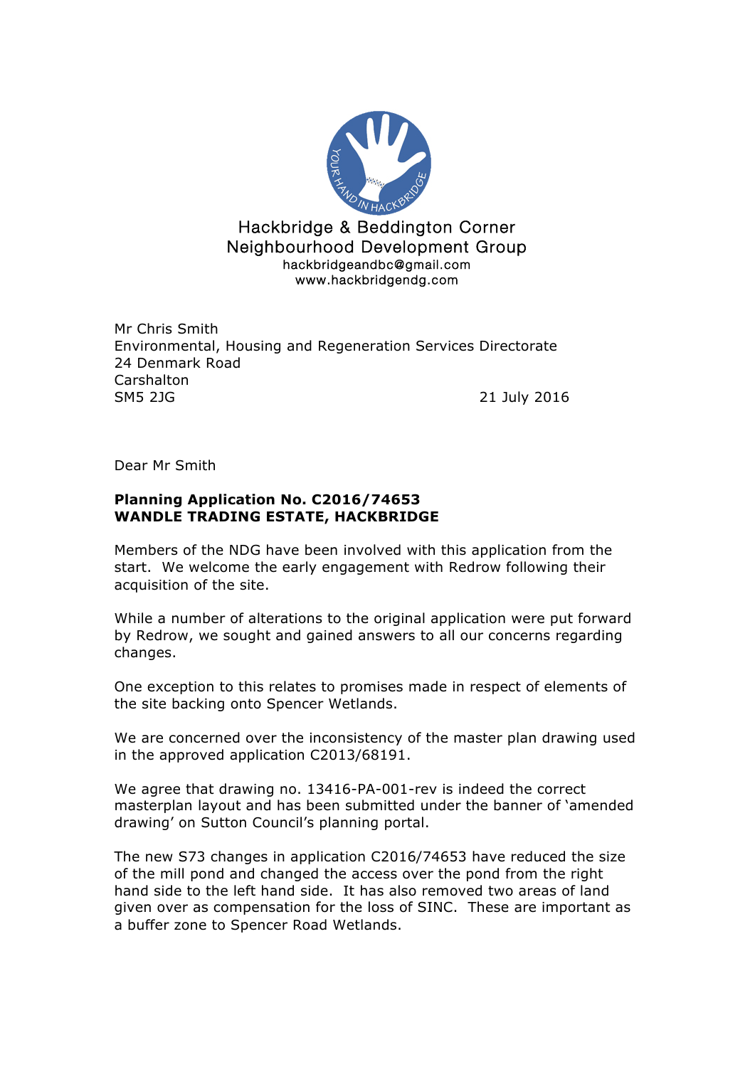Hackbridge & Beddington Corner
Neighbourhood Development Group
hackbridgeandbc@gmail.com
www.hackbridgendg.com

Mr Chris Smith
Environmental, Housing and Regeneration Services Directorate
24 Denmark Road
Carshalton
SM5 2JG

21 July 2016

Dear Mr Smith

**Planning Application No. C2016/74653**
**WANDLE TRADING ESTATE, HACKBRIDGE**

Members of the NDG have been involved with this application from the start. We welcome the early engagement with Redrow following their acquisition of the site.

While a number of alterations to the original application were put forward by Redrow, we sought and gained answers to all our concerns regarding changes.

One exception to this relates to promises made in respect of elements of the site backing onto Spencer Wetlands.

We are concerned over the inconsistency of the master plan drawing used in the approved application C2013/68191.

We agree that drawing no. 13416-PA-001-rev is indeed the correct masterplan layout and has been submitted under the banner of 'amended drawing' on Sutton Council's planning portal.

The new S73 changes in application C2016/74653 have reduced the size of the mill pond and changed the access over the pond from the right hand side to the left hand side. It has also removed two areas of land given over as compensation for the loss of SINC. These are important as a buffer zone to Spencer Road Wetlands.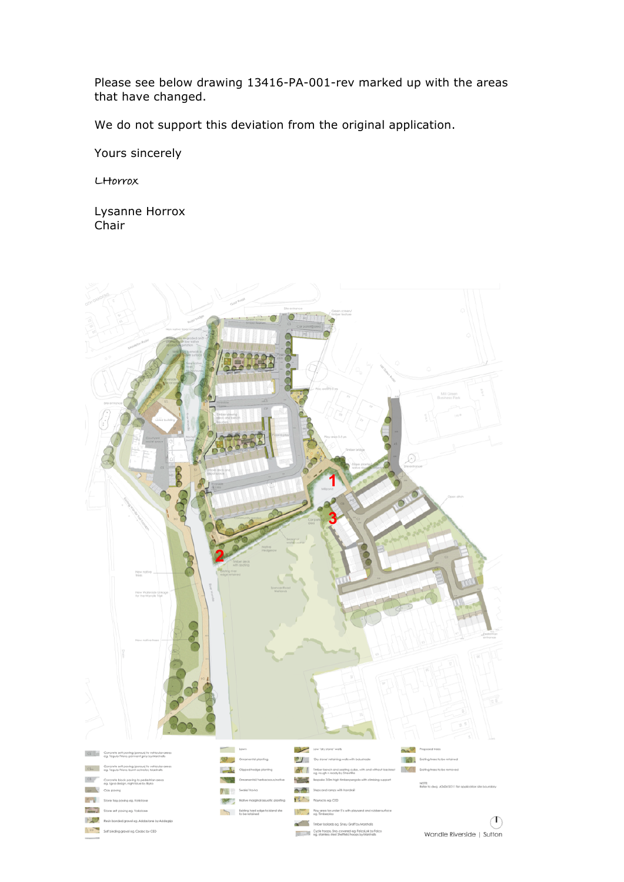Please see below drawing 13416-PA-001-rev marked up with the areas that have changed.

We do not support this deviation from the original application.

Yours sincerely

*LHorrox*

Lysanne Horrox
Chair

1

2

3

Wandle Riverside | Sutton